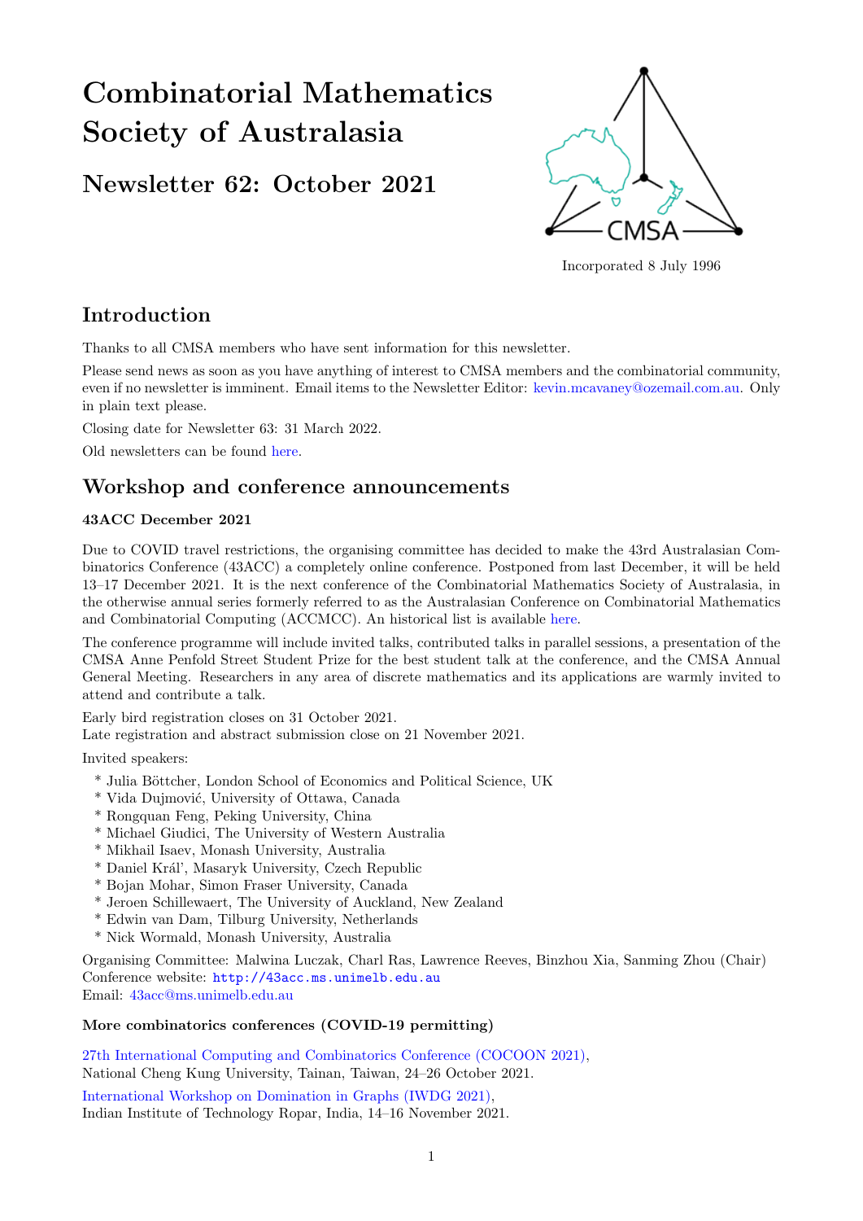# Combinatorial Mathematics Society of Australasia

## Newsletter 62: October 2021

Incorporated 8 July 1996

## Introduction

Thanks to all CMSA members who have sent information for this newsletter.

Please send news as soon as you have anything of interest to CMSA members and the combinatorial community, even if no newsletter is imminent. Email items to the Newsletter Editor: kevin.mcavaney@ozemail.com.au. Only in plain text please.

Closing date for Newsletter 63: 31 March 2022.

Old newsletters can be found here.

## Workshop and conference announcements

### 43ACC December 2021

Due to COVID travel restrictions, the organising committee has decided to make the 43rd Australasian Combinatorics Conference (43ACC) a completely online conference. Postponed from last December, it will be held 13–17 December 2021. It is the next conference of the Combinatorial Mathematics Society of Australasia, in the otherwise annual series formerly referred to as the Australasian Conference on Combinatorial Mathematics and Combinatorial Computing (ACCMCC). An historical list is available here.

The conference programme will include invited talks, contributed talks in parallel sessions, a presentation of the CMSA Anne Penfold Street Student Prize for the best student talk at the conference, and the CMSA Annual General Meeting. Researchers in any area of discrete mathematics and its applications are warmly invited to attend and contribute a talk.

Early bird registration closes on 31 October 2021.
Late registration and abstract submission close on 21 November 2021.

Invited speakers:

* Julia Böttcher, London School of Economics and Political Science, UK
* Vida Dujmović, University of Ottawa, Canada
* Rongquan Feng, Peking University, China
* Michael Giudici, The University of Western Australia
* Mikhail Isaev, Monash University, Australia
* Daniel Král', Masaryk University, Czech Republic
* Bojan Mohar, Simon Fraser University, Canada
* Jeroen Schillewaert, The University of Auckland, New Zealand
* Edwin van Dam, Tilburg University, Netherlands
* Nick Wormald, Monash University, Australia

Organising Committee: Malwina Luczak, Charl Ras, Lawrence Reeves, Binzhou Xia, Sanming Zhou (Chair)
Conference website: http://43acc.ms.unimelb.edu.au
Email: 43acc@ms.unimelb.edu.au

### More combinatorics conferences (COVID-19 permitting)

27th International Computing and Combinatorics Conference (COCOON 2021),
National Cheng Kung University, Tainan, Taiwan, 24–26 October 2021.

International Workshop on Domination in Graphs (IWDG 2021),
Indian Institute of Technology Ropar, India, 14–16 November 2021.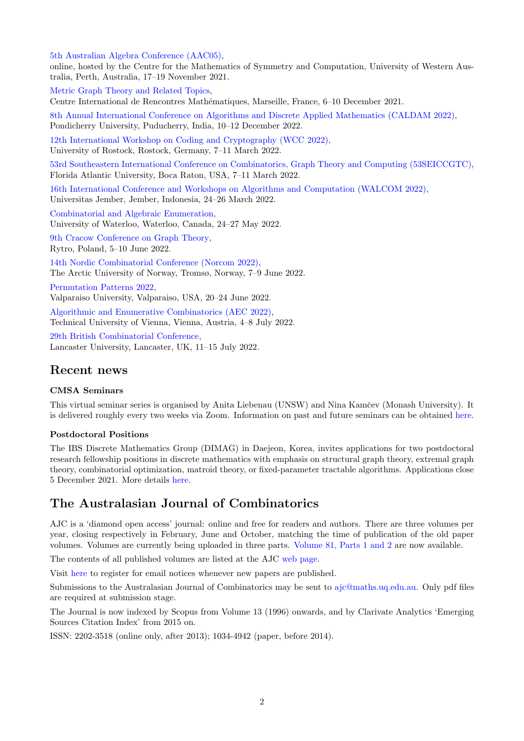5th Australian Algebra Conference (AAC05),
online, hosted by the Centre for the Mathematics of Symmetry and Computation, University of Western Australia, Perth, Australia, 17–19 November 2021.

Metric Graph Theory and Related Topics,
Centre International de Rencontres Mathématiques, Marseille, France, 6–10 December 2021.

8th Annual International Conference on Algorithms and Discrete Applied Mathematics (CALDAM 2022),
Pondicherry University, Puducherry, India, 10–12 December 2022.

12th International Workshop on Coding and Cryptography (WCC 2022),
University of Rostock, Rostock, Germany, 7–11 March 2022.

53rd Southeastern International Conference on Combinatorics, Graph Theory and Computing (53SEICCGTC),
Florida Atlantic University, Boca Raton, USA, 7–11 March 2022.

16th International Conference and Workshops on Algorithms and Computation (WALCOM 2022),
Universitas Jember, Jember, Indonesia, 24–26 March 2022.

Combinatorial and Algebraic Enumeration,
University of Waterloo, Waterloo, Canada, 24–27 May 2022.

9th Cracow Conference on Graph Theory,
Rytro, Poland, 5–10 June 2022.

14th Nordic Combinatorial Conference (Norcom 2022),
The Arctic University of Norway, Tromsø, Norway, 7–9 June 2022.

Permutation Patterns 2022,
Valparaiso University, Valparaiso, USA, 20–24 June 2022.

Algorithmic and Enumerative Combinatorics (AEC 2022),
Technical University of Vienna, Vienna, Austria, 4–8 July 2022.

29th British Combinatorial Conference,
Lancaster University, Lancaster, UK, 11–15 July 2022.

## Recent news

### CMSA Seminars

This virtual seminar series is organised by Anita Liebenau (UNSW) and Nina Kamčev (Monash University). It is delivered roughly every two weeks via Zoom. Information on past and future seminars can be obtained here.

### Postdoctoral Positions

The IBS Discrete Mathematics Group (DIMAG) in Daejeon, Korea, invites applications for two postdoctoral research fellowship positions in discrete mathematics with emphasis on structural graph theory, extremal graph theory, combinatorial optimization, matroid theory, or fixed-parameter tractable algorithms. Applications close 5 December 2021. More details here.

## The Australasian Journal of Combinatorics

AJC is a 'diamond open access' journal: online and free for readers and authors. There are three volumes per year, closing respectively in February, June and October, matching the time of publication of the old paper volumes. Volumes are currently being uploaded in three parts. Volume 81, Parts 1 and 2 are now available.

The contents of all published volumes are listed at the AJC web page.

Visit here to register for email notices whenever new papers are published.

Submissions to the Australasian Journal of Combinatorics may be sent to ajc@maths.uq.edu.au. Only pdf files are required at submission stage.

The Journal is now indexed by Scopus from Volume 13 (1996) onwards, and by Clarivate Analytics 'Emerging Sources Citation Index' from 2015 on.

ISSN: 2202-3518 (online only, after 2013); 1034-4942 (paper, before 2014).